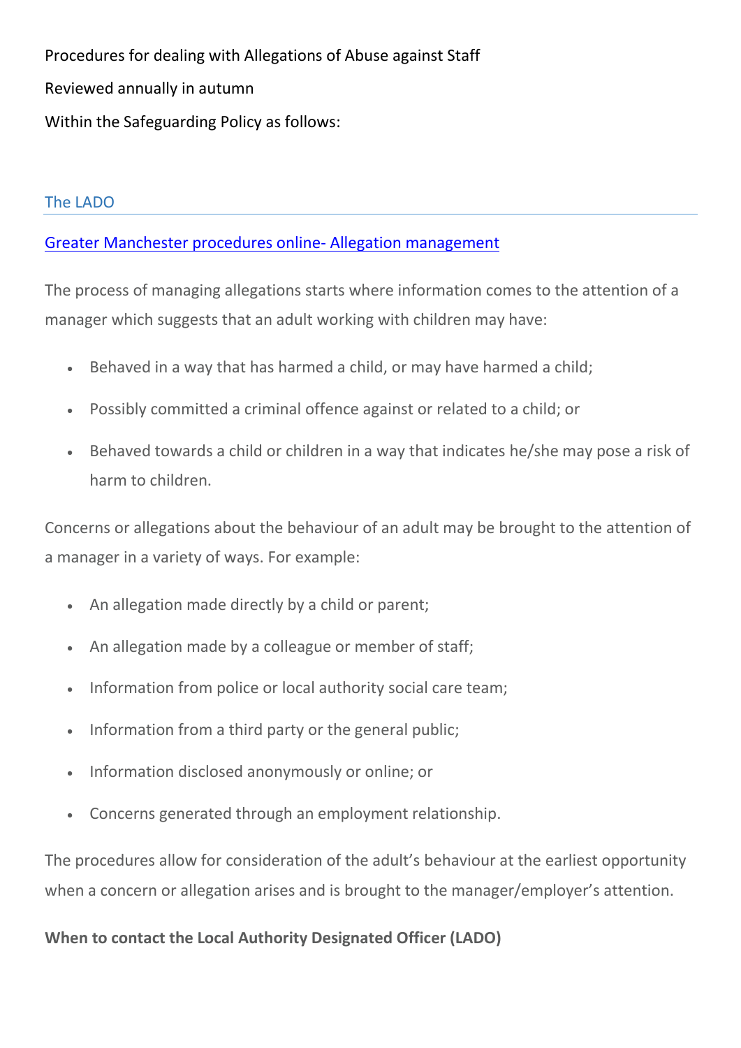Procedures for dealing with Allegations of Abuse against Staff

Reviewed annually in autumn

Within the Safeguarding Policy as follows:

## The LADO

[Greater Manchester procedures online- Allegation management]

The process of managing allegations starts where information comes to the attention of a manager which suggests that an adult working with children may have:

- Behaved in a way that has harmed a child, or may have harmed a child;
- Possibly committed a criminal offence against or related to a child; or
- Behaved towards a child or children in a way that indicates he/she may pose a risk of harm to children.

Concerns or allegations about the behaviour of an adult may be brought to the attention of a manager in a variety of ways. For example:

- An allegation made directly by a child or parent;
- An allegation made by a colleague or member of staff;
- Information from police or local authority social care team;
- Information from a third party or the general public;
- Information disclosed anonymously or online; or
- Concerns generated through an employment relationship.

The procedures allow for consideration of the adult's behaviour at the earliest opportunity when a concern or allegation arises and is brought to the manager/employer's attention.

**When to contact the Local Authority Designated Officer (LADO)**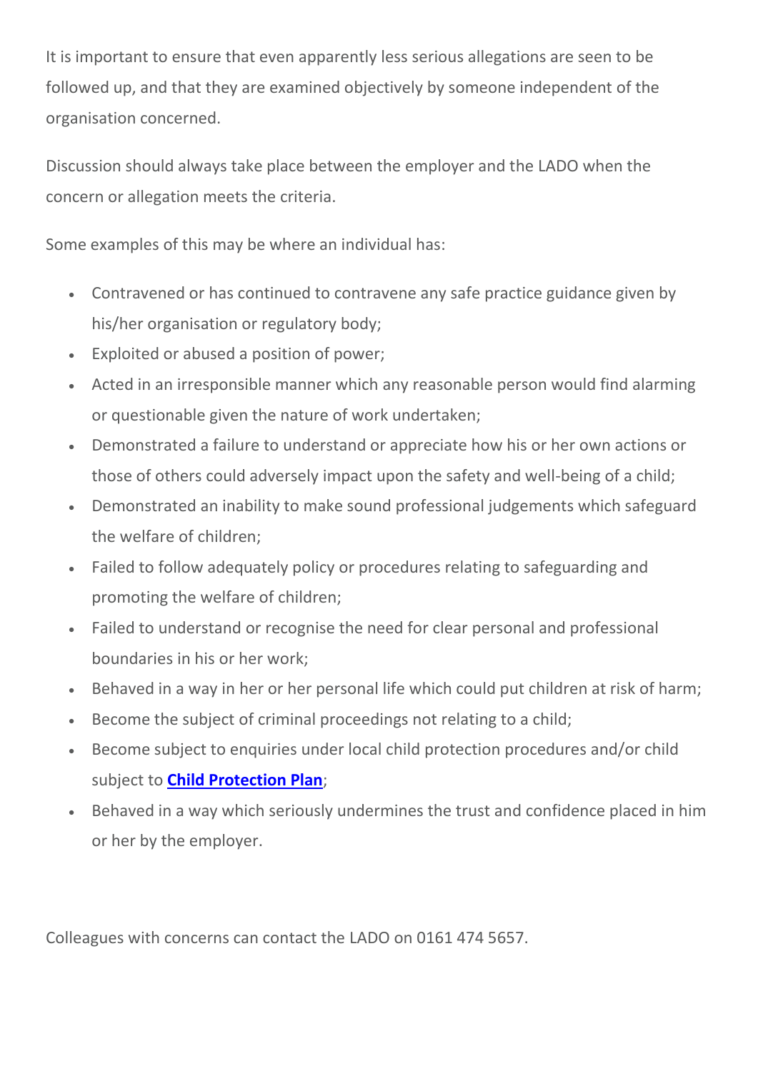It is important to ensure that even apparently less serious allegations are seen to be followed up, and that they are examined objectively by someone independent of the organisation concerned.

Discussion should always take place between the employer and the LADO when the concern or allegation meets the criteria.

Some examples of this may be where an individual has:

- Contravened or has continued to contravene any safe practice guidance given by his/her organisation or regulatory body;
- Exploited or abused a position of power;
- Acted in an irresponsible manner which any reasonable person would find alarming or questionable given the nature of work undertaken;
- Demonstrated a failure to understand or appreciate how his or her own actions or those of others could adversely impact upon the safety and well-being of a child;
- Demonstrated an inability to make sound professional judgements which safeguard the welfare of children;
- Failed to follow adequately policy or procedures relating to safeguarding and promoting the welfare of children;
- Failed to understand or recognise the need for clear personal and professional boundaries in his or her work;
- Behaved in a way in her or her personal life which could put children at risk of harm;
- Become the subject of criminal proceedings not relating to a child;
- Become subject to enquiries under local child protection procedures and/or child subject to **Child Protection Plan**;
- Behaved in a way which seriously undermines the trust and confidence placed in him or her by the employer.

Colleagues with concerns can contact the LADO on 0161 474 5657.